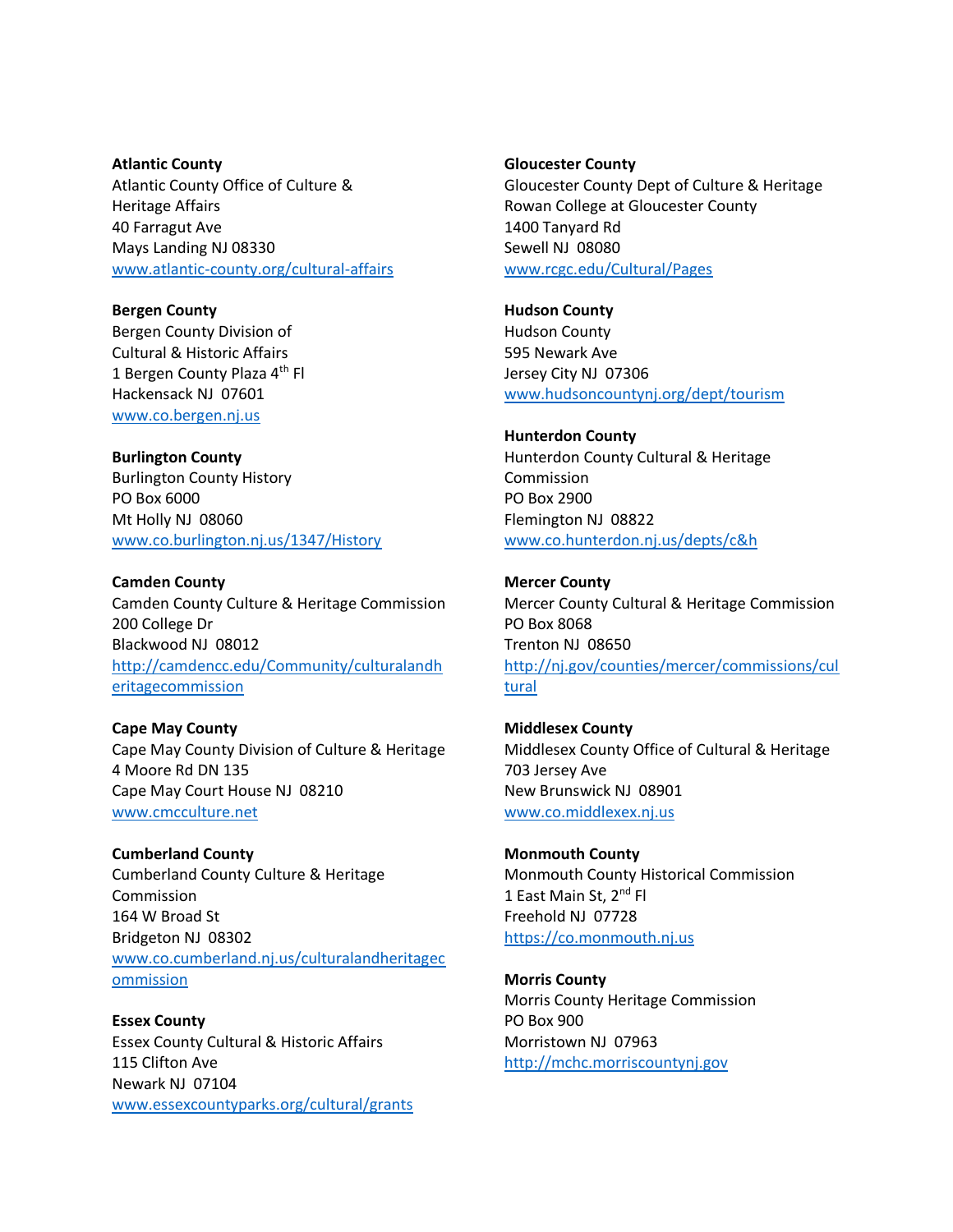**Atlantic County**
Atlantic County Office of Culture & Heritage Affairs
40 Farragut Ave
Mays Landing NJ 08330
www.atlantic-county.org/cultural-affairs

**Bergen County**
Bergen County Division of Cultural & Historic Affairs
1 Bergen County Plaza 4th Fl
Hackensack NJ 07601
www.co.bergen.nj.us

**Burlington County**
Burlington County History
PO Box 6000
Mt Holly NJ 08060
www.co.burlington.nj.us/1347/History

**Camden County**
Camden County Culture & Heritage Commission
200 College Dr
Blackwood NJ 08012
http://camdencc.edu/Community/culturalandheritagecommission

**Cape May County**
Cape May County Division of Culture & Heritage
4 Moore Rd DN 135
Cape May Court House NJ 08210
www.cmcculture.net

**Cumberland County**
Cumberland County Culture & Heritage Commission
164 W Broad St
Bridgeton NJ 08302
www.co.cumberland.nj.us/culturalandheritagecommission

**Essex County**
Essex County Cultural & Historic Affairs
115 Clifton Ave
Newark NJ 07104
www.essexcountyparks.org/cultural/grants

**Gloucester County**
Gloucester County Dept of Culture & Heritage
Rowan College at Gloucester County
1400 Tanyard Rd
Sewell NJ 08080
www.rcgc.edu/Cultural/Pages

**Hudson County**
Hudson County
595 Newark Ave
Jersey City NJ 07306
www.hudsoncountynj.org/dept/tourism

**Hunterdon County**
Hunterdon County Cultural & Heritage Commission
PO Box 2900
Flemington NJ 08822
www.co.hunterdon.nj.us/depts/c&h

**Mercer County**
Mercer County Cultural & Heritage Commission
PO Box 8068
Trenton NJ 08650
http://nj.gov/counties/mercer/commissions/cultural

**Middlesex County**
Middlesex County Office of Cultural & Heritage
703 Jersey Ave
New Brunswick NJ 08901
www.co.middlexex.nj.us

**Monmouth County**
Monmouth County Historical Commission
1 East Main St, 2nd Fl
Freehold NJ 07728
https://co.monmouth.nj.us

**Morris County**
Morris County Heritage Commission
PO Box 900
Morristown NJ 07963
http://mchc.morriscountynj.gov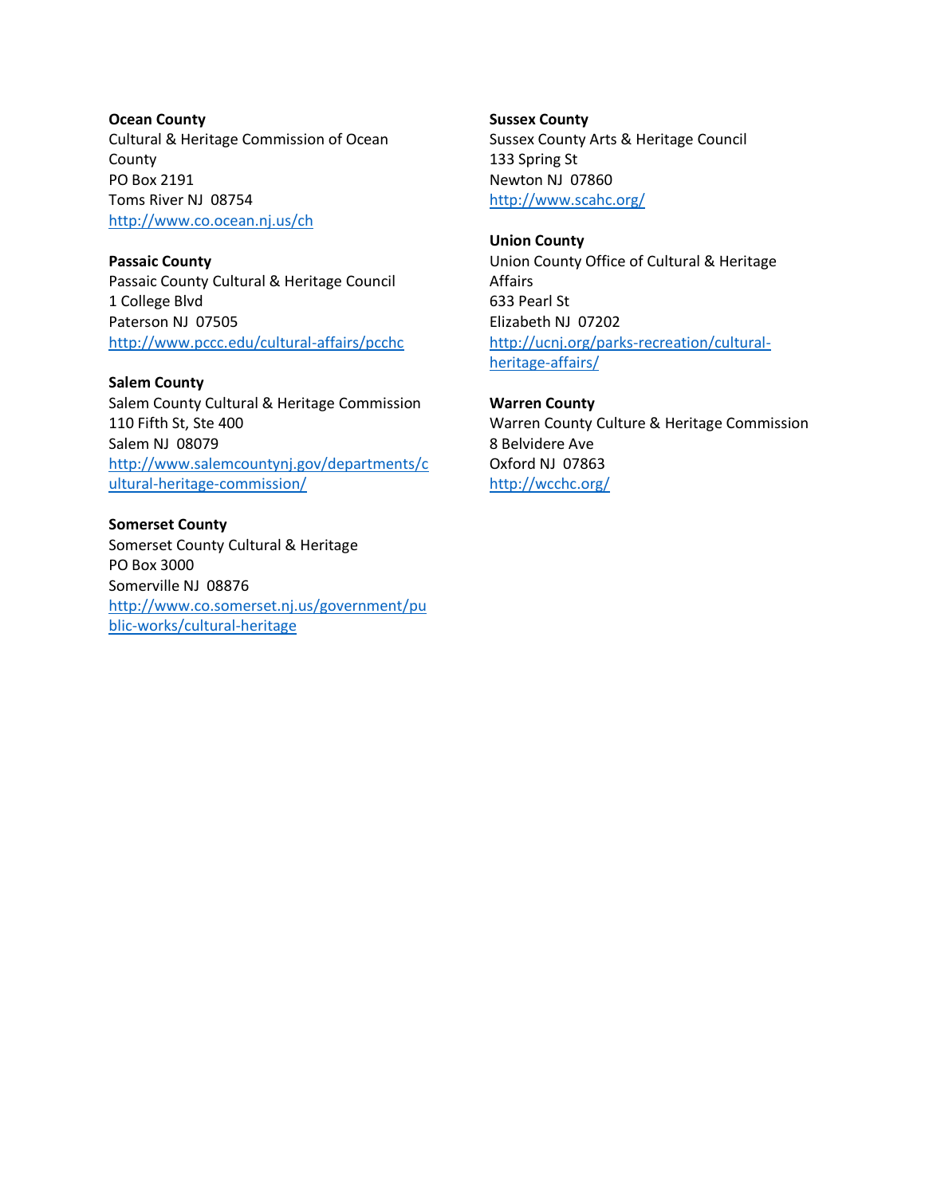**Ocean County**
Cultural & Heritage Commission of Ocean County
PO Box 2191
Toms River NJ 08754
http://www.co.ocean.nj.us/ch

**Passaic County**
Passaic County Cultural & Heritage Council
1 College Blvd
Paterson NJ 07505
http://www.pccc.edu/cultural-affairs/pcchc

**Salem County**
Salem County Cultural & Heritage Commission
110 Fifth St, Ste 400
Salem NJ 08079
http://www.salemcountynj.gov/departments/cultural-heritage-commission/

**Somerset County**
Somerset County Cultural & Heritage
PO Box 3000
Somerville NJ 08876
http://www.co.somerset.nj.us/government/public-works/cultural-heritage

**Sussex County**
Sussex County Arts & Heritage Council
133 Spring St
Newton NJ 07860
http://www.scahc.org/

**Union County**
Union County Office of Cultural & Heritage Affairs
633 Pearl St
Elizabeth NJ 07202
http://ucnj.org/parks-recreation/cultural-heritage-affairs/

**Warren County**
Warren County Culture & Heritage Commission
8 Belvidere Ave
Oxford NJ 07863
http://wcchc.org/